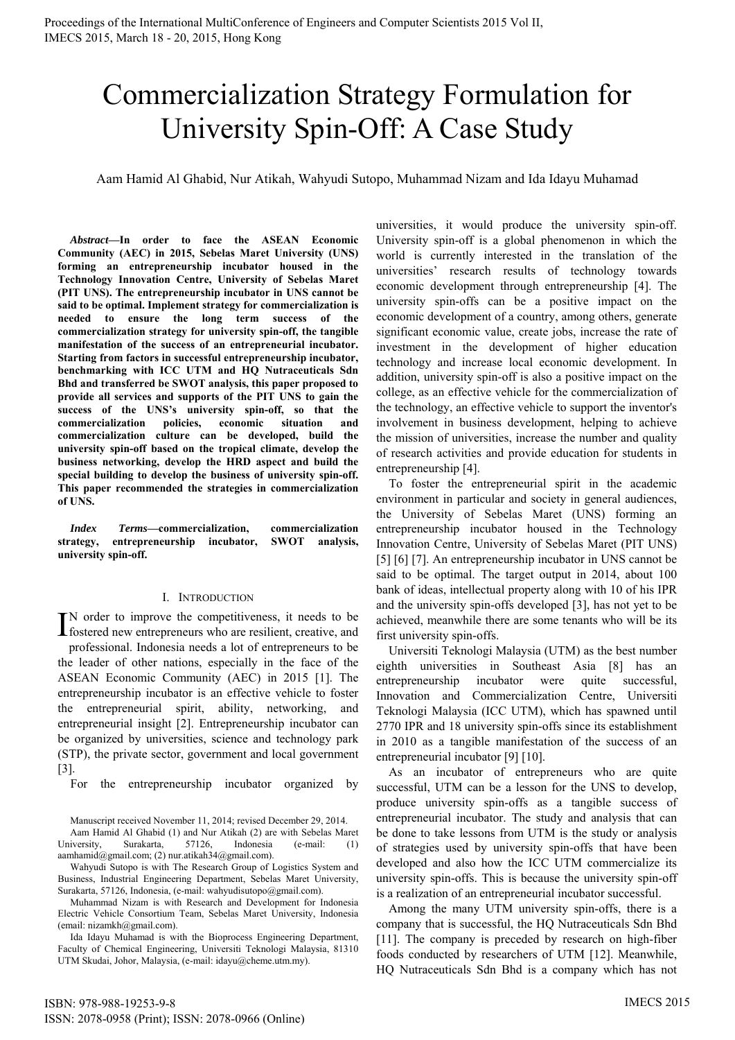# Commercialization Strategy Formulation for University Spin-Off: A Case Study

Aam Hamid Al Ghabid, Nur Atikah, Wahyudi Sutopo, Muhammad Nizam and Ida Idayu Muhamad

***Abstract*—In order to face the ASEAN Economic Community (AEC) in 2015, Sebelas Maret University (UNS) forming an entrepreneurship incubator housed in the Technology Innovation Centre, University of Sebelas Maret (PIT UNS). The entrepreneurship incubator in UNS cannot be said to be optimal. Implement strategy for commercialization is needed to ensure the long term success of the commercialization strategy for university spin-off, the tangible manifestation of the success of an entrepreneurial incubator. Starting from factors in successful entrepreneurship incubator, benchmarking with ICC UTM and HQ Nutraceuticals Sdn Bhd and transferred be SWOT analysis, this paper proposed to provide all services and supports of the PIT UNS to gain the success of the UNS's university spin-off, so that the commercialization policies, economic situation and commercialization culture can be developed, build the university spin-off based on the tropical climate, develop the business networking, develop the HRD aspect and build the special building to develop the business of university spin-off. This paper recommended the strategies in commercialization of UNS.**

***Index Terms*—commercialization, commercialization strategy, entrepreneurship incubator, SWOT analysis, university spin-off.**

## I. Introduction

In order to improve the competitiveness, it needs to be fostered new entrepreneurs who are resilient, creative, and professional. Indonesia needs a lot of entrepreneurs to be the leader of other nations, especially in the face of the ASEAN Economic Community (AEC) in 2015 [1]. The entrepreneurship incubator is an effective vehicle to foster the entrepreneurial spirit, ability, networking, and entrepreneurial insight [2]. Entrepreneurship incubator can be organized by universities, science and technology park (STP), the private sector, government and local government [3].

For the entrepreneurship incubator organized by universities, it would produce the university spin-off. University spin-off is a global phenomenon in which the world is currently interested in the translation of the universities' research results of technology towards economic development through entrepreneurship [4]. The university spin-offs can be a positive impact on the economic development of a country, among others, generate significant economic value, create jobs, increase the rate of investment in the development of higher education technology and increase local economic development. In addition, university spin-off is also a positive impact on the college, as an effective vehicle for the commercialization of the technology, an effective vehicle to support the inventor's involvement in business development, helping to achieve the mission of universities, increase the number and quality of research activities and provide education for students in entrepreneurship [4].

To foster the entrepreneurial spirit in the academic environment in particular and society in general audiences, the University of Sebelas Maret (UNS) forming an entrepreneurship incubator housed in the Technology Innovation Centre, University of Sebelas Maret (PIT UNS) [5] [6] [7]. An entrepreneurship incubator in UNS cannot be said to be optimal. The target output in 2014, about 100 bank of ideas, intellectual property along with 10 of his IPR and the university spin-offs developed [3], has not yet to be achieved, meanwhile there are some tenants who will be its first university spin-offs.

Universiti Teknologi Malaysia (UTM) as the best number eighth universities in Southeast Asia [8] has an entrepreneurship incubator were quite successful, Innovation and Commercialization Centre, Universiti Teknologi Malaysia (ICC UTM), which has spawned until 2770 IPR and 18 university spin-offs since its establishment in 2010 as a tangible manifestation of the success of an entrepreneurial incubator [9] [10].

As an incubator of entrepreneurs who are quite successful, UTM can be a lesson for the UNS to develop, produce university spin-offs as a tangible success of entrepreneurial incubator. The study and analysis that can be done to take lessons from UTM is the study or analysis of strategies used by university spin-offs that have been developed and also how the ICC UTM commercialize its university spin-offs. This is because the university spin-off is a realization of an entrepreneurial incubator successful.

Among the many UTM university spin-offs, there is a company that is successful, the HQ Nutraceuticals Sdn Bhd [11]. The company is preceded by research on high-fiber foods conducted by researchers of UTM [12]. Meanwhile, HQ Nutraceuticals Sdn Bhd is a company which has not

---

Manuscript received November 11, 2014; revised December 29, 2014.

Aam Hamid Al Ghabid (1) and Nur Atikah (2) are with Sebelas Maret University, Surakarta, 57126, Indonesia (e-mail: (1) aamhamid@gmail.com; (2) nur.atikah34@gmail.com).

Wahyudi Sutopo is with The Research Group of Logistics System and Business, Industrial Engineering Department, Sebelas Maret University, Surakarta, 57126, Indonesia, (e-mail: wahyudisutopo@gmail.com).

Muhammad Nizam is with Research and Development for Indonesia Electric Vehicle Consortium Team, Sebelas Maret University, Indonesia (email: nizamkh@gmail.com).

Ida Idayu Muhamad is with the Bioprocess Engineering Department, Faculty of Chemical Engineering, Universiti Teknologi Malaysia, 81310 UTM Skudai, Johor, Malaysia, (e-mail: idayu@cheme.utm.my).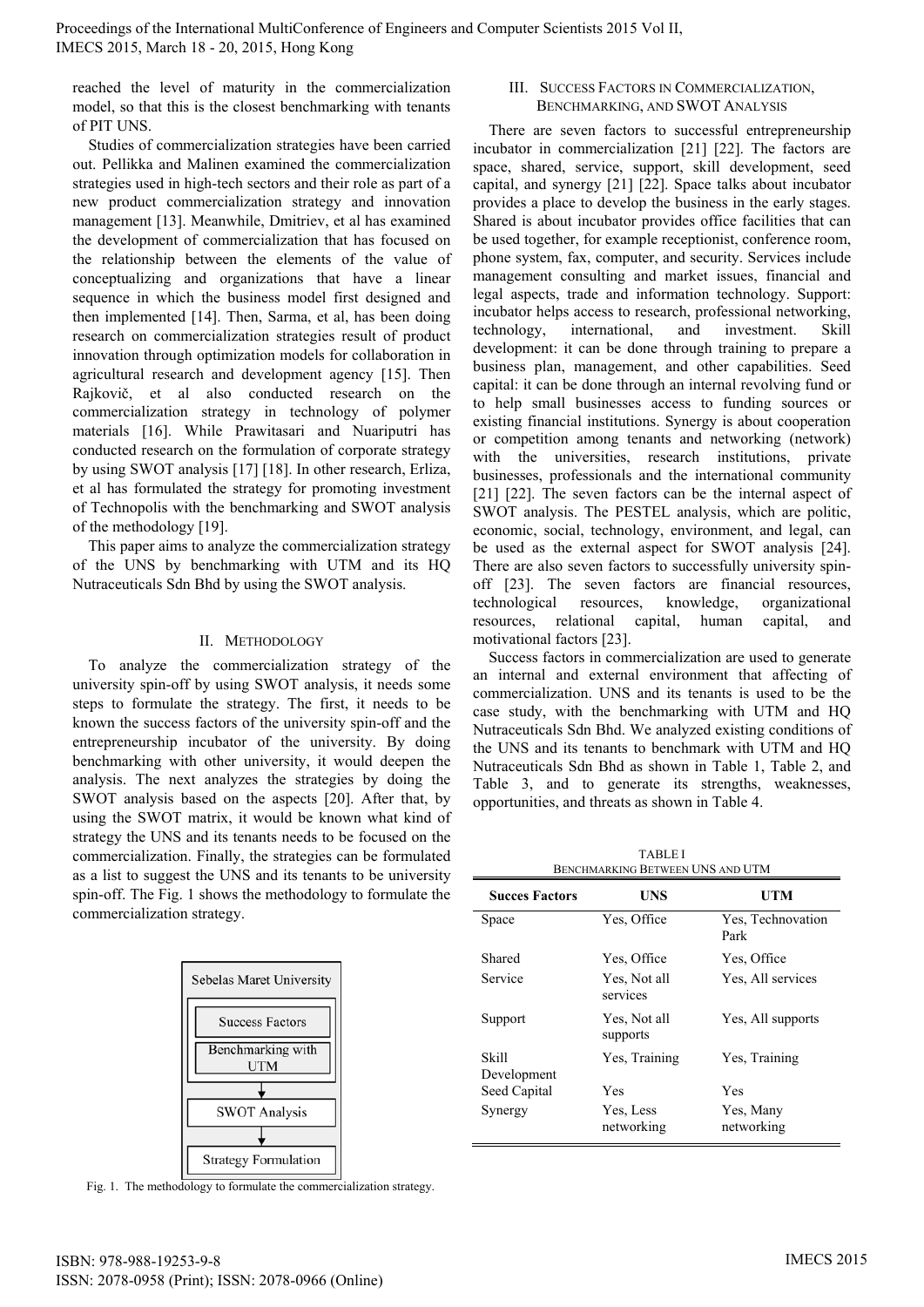reached the level of maturity in the commercialization model, so that this is the closest benchmarking with tenants of PIT UNS.

Studies of commercialization strategies have been carried out. Pellikka and Malinen examined the commercialization strategies used in high-tech sectors and their role as part of a new product commercialization strategy and innovation management [13]. Meanwhile, Dmitriev, et al has examined the development of commercialization that has focused on the relationship between the elements of the value of conceptualizing and organizations that have a linear sequence in which the business model first designed and then implemented [14]. Then, Sarma, et al, has been doing research on commercialization strategies result of product innovation through optimization models for collaboration in agricultural research and development agency [15]. Then Rajkovič, et al also conducted research on the commercialization strategy in technology of polymer materials [16]. While Prawitasari and Nuariputri has conducted research on the formulation of corporate strategy by using SWOT analysis [17] [18]. In other research, Erliza, et al has formulated the strategy for promoting investment of Technopolis with the benchmarking and SWOT analysis of the methodology [19].

This paper aims to analyze the commercialization strategy of the UNS by benchmarking with UTM and its HQ Nutraceuticals Sdn Bhd by using the SWOT analysis.

## II. Methodology

To analyze the commercialization strategy of the university spin-off by using SWOT analysis, it needs some steps to formulate the strategy. The first, it needs to be known the success factors of the university spin-off and the entrepreneurship incubator of the university. By doing benchmarking with other university, it would deepen the analysis. The next analyzes the strategies by doing the SWOT analysis based on the aspects [20]. After that, by using the SWOT matrix, it would be known what kind of strategy the UNS and its tenants needs to be focused on the commercialization. Finally, the strategies can be formulated as a list to suggest the UNS and its tenants to be university spin-off. The Fig. 1 shows the methodology to formulate the commercialization strategy.

Sebelas Maret University

Success Factors

Benchmarking with UTM

SWOT Analysis

Strategy Formulation

Fig. 1. The methodology to formulate the commercialization strategy.

## III. Success Factors in Commercialization, Benchmarking, and SWOT Analysis

There are seven factors to successful entrepreneurship incubator in commercialization [21] [22]. The factors are space, shared, service, support, skill development, seed capital, and synergy [21] [22]. Space talks about incubator provides a place to develop the business in the early stages. Shared is about incubator provides office facilities that can be used together, for example receptionist, conference room, phone system, fax, computer, and security. Services include management consulting and market issues, financial and legal aspects, trade and information technology. Support: incubator helps access to research, professional networking, technology, international, and investment. Skill development: it can be done through training to prepare a business plan, management, and other capabilities. Seed capital: it can be done through an internal revolving fund or to help small businesses access to funding sources or existing financial institutions. Synergy is about cooperation or competition among tenants and networking (network) with the universities, research institutions, private businesses, professionals and the international community [21] [22]. The seven factors can be the internal aspect of SWOT analysis. The PESTEL analysis, which are politic, economic, social, technology, environment, and legal, can be used as the external aspect for SWOT analysis [24]. There are also seven factors to successfully university spin-off [23]. The seven factors are financial resources, technological resources, knowledge, organizational resources, relational capital, human capital, and motivational factors [23].

Success factors in commercialization are used to generate an internal and external environment that affecting of commercialization. UNS and its tenants is used to be the case study, with the benchmarking with UTM and HQ Nutraceuticals Sdn Bhd. We analyzed existing conditions of the UNS and its tenants to benchmark with UTM and HQ Nutraceuticals Sdn Bhd as shown in Table 1, Table 2, and Table 3, and to generate its strengths, weaknesses, opportunities, and threats as shown in Table 4.

TABLE I
Benchmarking Between UNS and UTM

| Succes Factors | UNS | UTM |
|---|---|---|
| Space | Yes, Office | Yes, Technovation Park |
| Shared | Yes, Office | Yes, Office |
| Service | Yes, Not all services | Yes, All services |
| Support | Yes, Not all supports | Yes, All supports |
| Skill Development | Yes, Training | Yes, Training |
| Seed Capital | Yes | Yes |
| Synergy | Yes, Less networking | Yes, Many networking |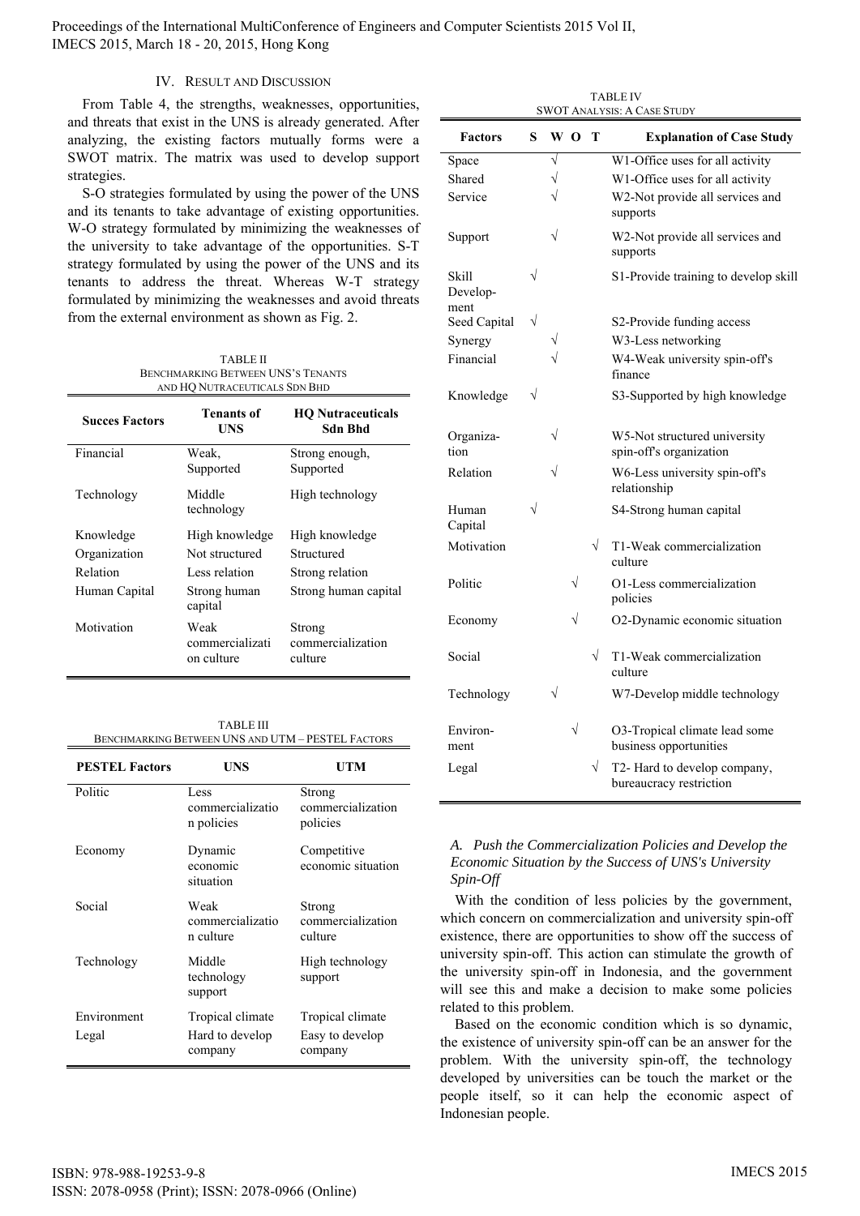## IV. Result and Discussion

From Table 4, the strengths, weaknesses, opportunities, and threats that exist in the UNS is already generated. After analyzing, the existing factors mutually forms were a SWOT matrix. The matrix was used to develop support strategies.

S-O strategies formulated by using the power of the UNS and its tenants to take advantage of existing opportunities. W-O strategy formulated by minimizing the weaknesses of the university to take advantage of the opportunities. S-T strategy formulated by using the power of the UNS and its tenants to address the threat. Whereas W-T strategy formulated by minimizing the weaknesses and avoid threats from the external environment as shown as Fig. 2.

TABLE II
BENCHMARKING BETWEEN UNS'S TENANTS AND HQ NUTRACEUTICALS SDN BHD

| Succes Factors | Tenants of UNS | HQ Nutraceuticals Sdn Bhd |
|---|---|---|
| Financial | Weak, Supported | Strong enough, Supported |
| Technology | Middle technology | High technology |
| Knowledge | High knowledge | High knowledge |
| Organization | Not structured | Structured |
| Relation | Less relation | Strong relation |
| Human Capital | Strong human capital | Strong human capital |
| Motivation | Weak commercialization culture | Strong commercialization culture |

TABLE III
BENCHMARKING BETWEEN UNS AND UTM – PESTEL FACTORS

| PESTEL Factors | UNS | UTM |
|---|---|---|
| Politic | Less commercialization policies | Strong commercialization policies |
| Economy | Dynamic economic situation | Competitive economic situation |
| Social | Weak commercialization culture | Strong commercialization culture |
| Technology | Middle technology support | High technology support |
| Environment | Tropical climate | Tropical climate |
| Legal | Hard to develop company | Easy to develop company |

TABLE IV
SWOT ANALYSIS: A CASE STUDY

| Factors | S | W | O | T | Explanation of Case Study |
|---|---|---|---|---|---|
| Space | | √ | | | W1-Office uses for all activity |
| Shared | | √ | | | W1-Office uses for all activity |
| Service | | √ | | | W2-Not provide all services and supports |
| Support | | √ | | | W2-Not provide all services and supports |
| Skill Development | √ | | | | S1-Provide training to develop skill |
| Seed Capital | √ | | | | S2-Provide funding access |
| Synergy | | √ | | | W3-Less networking |
| Financial | | √ | | | W4-Weak university spin-off's finance |
| Knowledge | √ | | | | S3-Supported by high knowledge |
| Organization | | √ | | | W5-Not structured university spin-off's organization |
| Relation | | √ | | | W6-Less university spin-off's relationship |
| Human Capital | √ | | | | S4-Strong human capital |
| Motivation | | | | √ | T1-Weak commercialization culture |
| Politic | | | √ | | O1-Less commercialization policies |
| Economy | | | √ | | O2-Dynamic economic situation |
| Social | | | | √ | T1-Weak commercialization culture |
| Technology | | √ | | | W7-Develop middle technology |
| Environment | | | √ | | O3-Tropical climate lead some business opportunities |
| Legal | | | | √ | T2- Hard to develop company, bureaucracy restriction |

### *A. Push the Commercialization Policies and Develop the Economic Situation by the Success of UNS's University Spin-Off*

With the condition of less policies by the government, which concern on commercialization and university spin-off existence, there are opportunities to show off the success of university spin-off. This action can stimulate the growth of the university spin-off in Indonesia, and the government will see this and make a decision to make some policies related to this problem.

Based on the economic condition which is so dynamic, the existence of university spin-off can be an answer for the problem. With the university spin-off, the technology developed by universities can be touch the market or the people itself, so it can help the economic aspect of Indonesian people.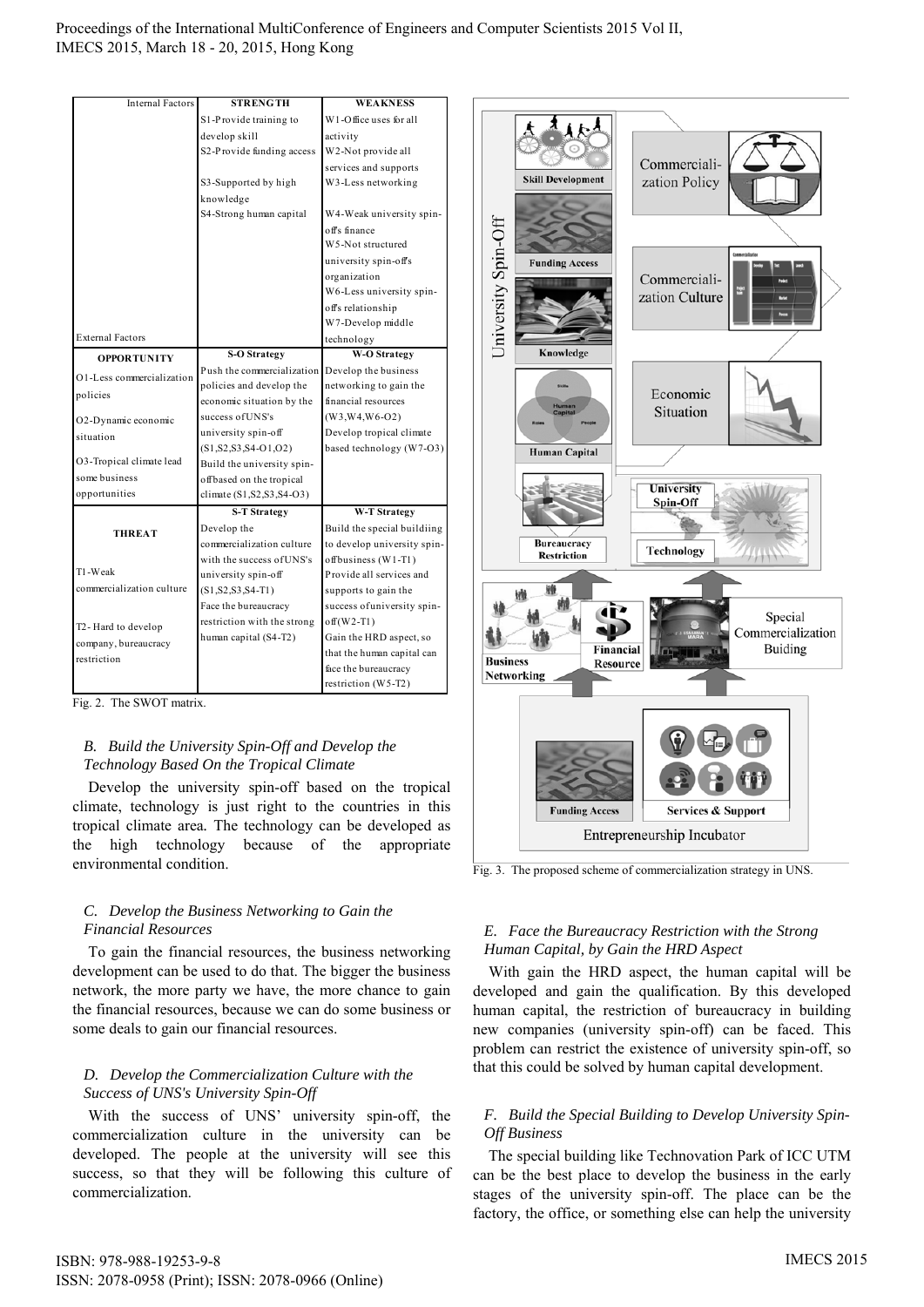| Internal Factors / External Factors | STRENGTH | WEAKNESS |
|---|---|---|
| | S1-Provide training to develop skill<br>S2-Provide funding access<br>S3-Supported by high knowledge<br>S4-Strong human capital | W1-Office uses for all activity<br>W2-Not provide all services and supports<br>W3-Less networking<br>W4-Weak university spin-off's finance<br>W5-Not structured university spin-off's organization<br>W6-Less university spin-off's relationship<br>W7-Develop middle technology |
| **OPPORTUNITY** | **S-O Strategy** | **W-O Strategy** |
| O1-Less commercialization policies<br>O2-Dynamic economic situation<br>O3-Tropical climate lead some business opportunities | Push the commercialization policies and develop the economic situation by the success of UNS's university spin-off (S1,S2,S3,S4-O1,O2)<br>Build the university spin-off based on the tropical climate (S1,S2,S3,S4-O3) | Develop the business networking to gain the financial resources (W3,W4,W6-O2)<br>Develop tropical climate based technology (W7-O3) |
| **THREAT** | **S-T Strategy** | **W-T Strategy** |
| T1-Weak commercialization culture<br>T2- Hard to develop company, bureaucracy restriction | Develop the commercialization culture with the success of UNS's university spin-off (S1,S2,S3,S4-T1)<br>Face the bureaucracy restriction with the strong human capital (S4-T2) | Build the special buildiing to develop university spin-off business (W1-T1)<br>Provide all services and supports to gain the success of university spin-off (W2-T1)<br>Gain the HRD aspect, so that the human capital can face the bureaucracy restriction (W5-T2) |

Fig. 2. The SWOT matrix.

### *B. Build the University Spin-Off and Develop the Technology Based On the Tropical Climate*

Develop the university spin-off based on the tropical climate, technology is just right to the countries in this tropical climate area. The technology can be developed as the high technology because of the appropriate environmental condition.

### *C. Develop the Business Networking to Gain the Financial Resources*

To gain the financial resources, the business networking development can be used to do that. The bigger the business network, the more party we have, the more chance to gain the financial resources, because we can do some business or some deals to gain our financial resources.

### *D. Develop the Commercialization Culture with the Success of UNS's University Spin-Off*

With the success of UNS' university spin-off, the commercialization culture in the university can be developed. The people at the university will see this success, so that they will be following this culture of commercialization.

Fig. 3. The proposed scheme of commercialization strategy in UNS.

### *E. Face the Bureaucracy Restriction with the Strong Human Capital, by Gain the HRD Aspect*

With gain the HRD aspect, the human capital will be developed and gain the qualification. By this developed human capital, the restriction of bureaucracy in building new companies (university spin-off) can be faced. This problem can restrict the existence of university spin-off, so that this could be solved by human capital development.

### *F. Build the Special Building to Develop University Spin-Off Business*

The special building like Technovation Park of ICC UTM can be the best place to develop the business in the early stages of the university spin-off. The place can be the factory, the office, or something else can help the university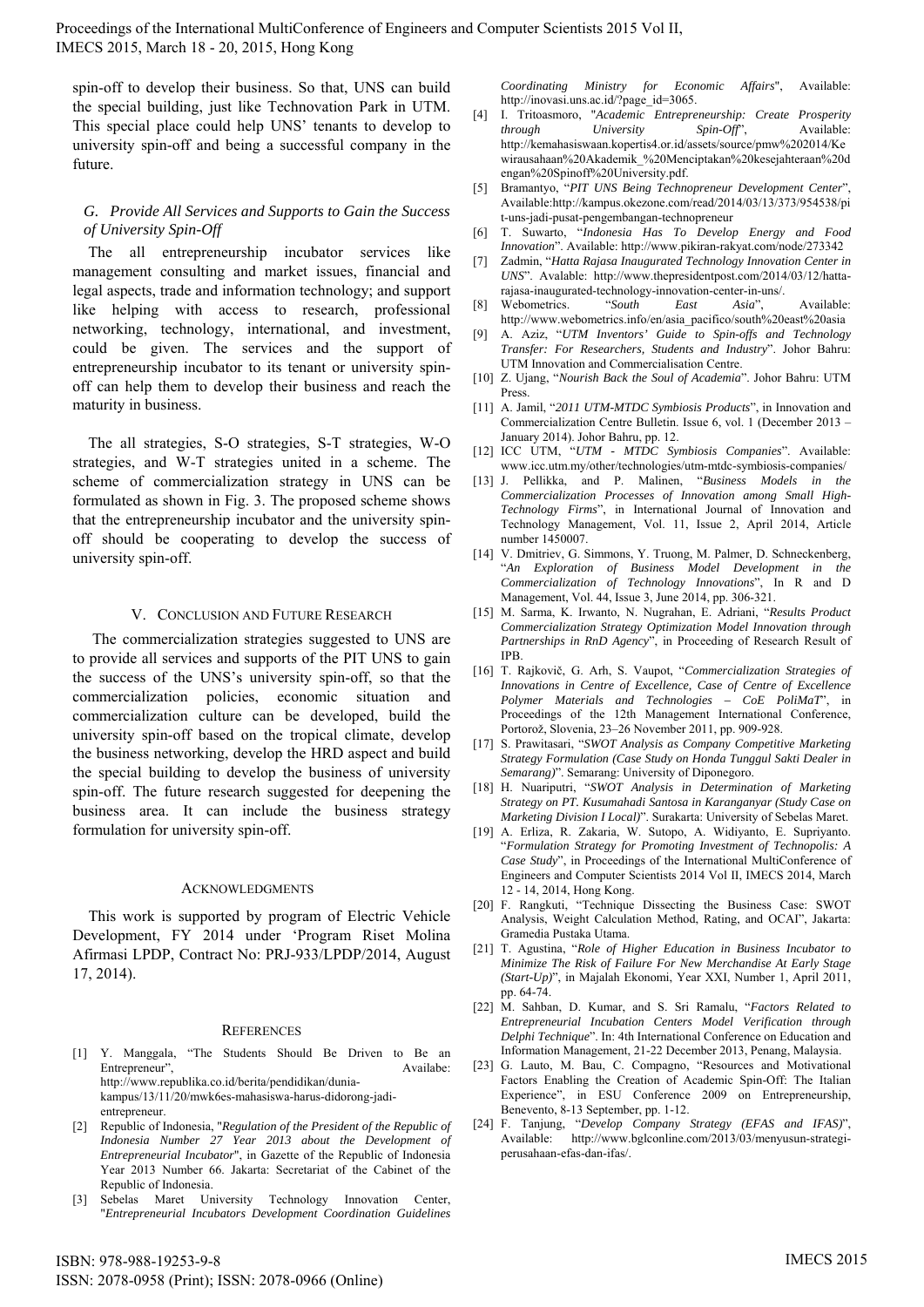spin-off to develop their business. So that, UNS can build the special building, just like Technovation Park in UTM. This special place could help UNS' tenants to develop to university spin-off and being a successful company in the future.

### *G. Provide All Services and Supports to Gain the Success of University Spin-Off*

The all entrepreneurship incubator services like management consulting and market issues, financial and legal aspects, trade and information technology; and support like helping with access to research, professional networking, technology, international, and investment, could be given. The services and the support of entrepreneurship incubator to its tenant or university spin-off can help them to develop their business and reach the maturity in business.

The all strategies, S-O strategies, S-T strategies, W-O strategies, and W-T strategies united in a scheme. The scheme of commercialization strategy in UNS can be formulated as shown in Fig. 3. The proposed scheme shows that the entrepreneurship incubator and the university spin-off should be cooperating to develop the success of university spin-off.

## V. Conclusion and Future Research

The commercialization strategies suggested to UNS are to provide all services and supports of the PIT UNS to gain the success of the UNS's university spin-off, so that the commercialization policies, economic situation and commercialization culture can be developed, build the university spin-off based on the tropical climate, develop the business networking, develop the HRD aspect and build the special building to develop the business of university spin-off. The future research suggested for deepening the business area. It can include the business strategy formulation for university spin-off.

## Acknowledgments

This work is supported by program of Electric Vehicle Development, FY 2014 under 'Program Riset Molina Afirmasi LPDP, Contract No: PRJ-933/LPDP/2014, August 17, 2014).

## References

[1] Y. Manggala, "The Students Should Be Driven to Be an Entrepreneur", Availabe: http://www.republika.co.id/berita/pendidikan/dunia-kampus/13/11/20/mwk6es-mahasiswa-harus-didorong-jadi-entrepreneur.

[2] Republic of Indonesia, "*Regulation of the President of the Republic of Indonesia Number 27 Year 2013 about the Development of Entrepreneurial Incubator*", in Gazette of the Republic of Indonesia Year 2013 Number 66. Jakarta: Secretariat of the Cabinet of the Republic of Indonesia.

[3] Sebelas Maret University Technology Innovation Center, "*Entrepreneurial Incubators Development Coordination Guidelines Coordinating Ministry for Economic Affairs*", Available: http://inovasi.uns.ac.id/?page_id=3065.

[4] I. Tritoasmoro, "*Academic Entrepreneurship: Create Prosperity through University Spin-Off*", Available: http://kemahasiswaan.kopertis4.or.id/assets/source/pmw%202014/Kewirausahaan%20Akademik_%20Menciptakan%20kesejahteraan%20dengan%20Spinoff%20University.pdf.

[5] Bramantyo, "*PIT UNS Being Technopreneur Development Center*", Available:http://kampus.okezone.com/read/2014/03/13/373/954538/pit-uns-jadi-pusat-pengembangan-technopreneur

[6] T. Suwarto, "*Indonesia Has To Develop Energy and Food Innovation*". Available: http://www.pikiran-rakyat.com/node/273342

[7] Zadmin, "*Hatta Rajasa Inaugurated Technology Innovation Center in UNS*". Avalable: http://www.thepresidentpost.com/2014/03/12/hatta-rajasa-inaugurated-technology-innovation-center-in-uns/.

[8] Webometrics. "*South East Asia*", Available: http://www.webometrics.info/en/asia_pacifico/south%20east%20asia

[9] A. Aziz, "*UTM Inventors' Guide to Spin-offs and Technology Transfer: For Researchers, Students and Industry*". Johor Bahru: UTM Innovation and Commercialisation Centre.

[10] Z. Ujang, "*Nourish Back the Soul of Academia*". Johor Bahru: UTM Press.

[11] A. Jamil, "*2011 UTM-MTDC Symbiosis Products*", in Innovation and Commercialization Centre Bulletin. Issue 6, vol. 1 (December 2013 – January 2014). Johor Bahru, pp. 12.

[12] ICC UTM, "*UTM - MTDC Symbiosis Companies*". Available: www.icc.utm.my/other/technologies/utm-mtdc-symbiosis-companies/

[13] J. Pellikka, and P. Malinen, "*Business Models in the Commercialization Processes of Innovation among Small High-Technology Firms*", in International Journal of Innovation and Technology Management, Vol. 11, Issue 2, April 2014, Article number 1450007.

[14] V. Dmitriev, G. Simmons, Y. Truong, M. Palmer, D. Schneckenberg, "*An Exploration of Business Model Development in the Commercialization of Technology Innovations*", In R and D Management, Vol. 44, Issue 3, June 2014, pp. 306-321.

[15] M. Sarma, K. Irwanto, N. Nugrahan, E. Adriani, "*Results Product Commercialization Strategy Optimization Model Innovation through Partnerships in RnD Agency*", in Proceeding of Research Result of IPB.

[16] T. Rajkovič, G. Arh, S. Vaupot, "*Commercialization Strategies of Innovations in Centre of Excellence, Case of Centre of Excellence Polymer Materials and Technologies – CoE PoliMaT*", in Proceedings of the 12th Management International Conference, Portorož, Slovenia, 23–26 November 2011, pp. 909-928.

[17] S. Prawitasari, "*SWOT Analysis as Company Competitive Marketing Strategy Formulation (Case Study on Honda Tunggul Sakti Dealer in Semarang)*". Semarang: University of Diponegoro.

[18] H. Nuariputri, "*SWOT Analysis in Determination of Marketing Strategy on PT. Kusumahadi Santosa in Karanganyar (Study Case on Marketing Division I Local)*". Surakarta: University of Sebelas Maret.

[19] A. Erliza, R. Zakaria, W. Sutopo, A. Widiyanto, E. Supriyanto. "*Formulation Strategy for Promoting Investment of Technopolis: A Case Study*", in Proceedings of the International MultiConference of Engineers and Computer Scientists 2014 Vol II, IMECS 2014, March 12 - 14, 2014, Hong Kong.

[20] F. Rangkuti, "Technique Dissecting the Business Case: SWOT Analysis, Weight Calculation Method, Rating, and OCAI", Jakarta: Gramedia Pustaka Utama.

[21] T. Agustina, "*Role of Higher Education in Business Incubator to Minimize The Risk of Failure For New Merchandise At Early Stage (Start-Up)*", in Majalah Ekonomi, Year XXI, Number 1, April 2011, pp. 64-74.

[22] M. Sahban, D. Kumar, and S. Sri Ramalu, "*Factors Related to Entrepreneurial Incubation Centers Model Verification through Delphi Technique*". In: 4th International Conference on Education and Information Management, 21-22 December 2013, Penang, Malaysia.

[23] G. Lauto, M. Bau, C. Compagno, "Resources and Motivational Factors Enabling the Creation of Academic Spin-Off: The Italian Experience", in ESU Conference 2009 on Entrepreneurship, Benevento, 8-13 September, pp. 1-12.

[24] F. Tanjung, "*Develop Company Strategy (EFAS and IFAS)*", Available: http://www.bglconline.com/2013/03/menyusun-strategi-perusahaan-efas-dan-ifas/.